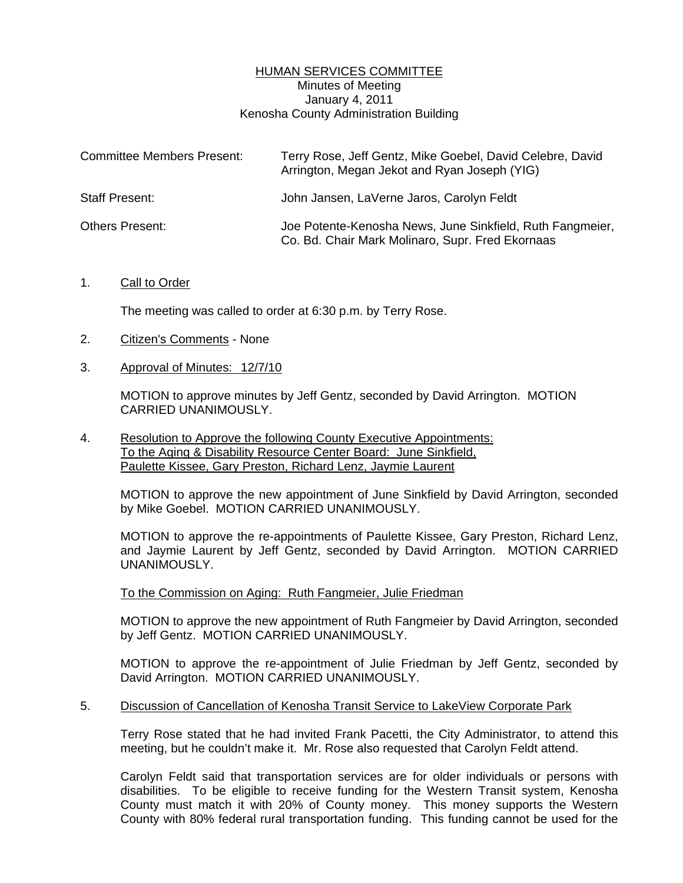# HUMAN SERVICES COMMITTEE

Minutes of Meeting
January 4, 2011
Kenosha County Administration Building

| | |
|---|---|
| Committee Members Present: | Terry Rose, Jeff Gentz, Mike Goebel, David Celebre, David Arrington, Megan Jekot and Ryan Joseph (YIG) |
| Staff Present: | John Jansen, LaVerne Jaros, Carolyn Feldt |
| Others Present: | Joe Potente-Kenosha News, June Sinkfield, Ruth Fangmeier, Co. Bd. Chair Mark Molinaro, Supr. Fred Ekornaas |

1. Call to Order

   The meeting was called to order at 6:30 p.m. by Terry Rose.

2. Citizen's Comments - None

3. Approval of Minutes: 12/7/10

   MOTION to approve minutes by Jeff Gentz, seconded by David Arrington. MOTION CARRIED UNANIMOUSLY.

4. Resolution to Approve the following County Executive Appointments:
   To the Aging & Disability Resource Center Board: June Sinkfield, Paulette Kissee, Gary Preston, Richard Lenz, Jaymie Laurent

   MOTION to approve the new appointment of June Sinkfield by David Arrington, seconded by Mike Goebel. MOTION CARRIED UNANIMOUSLY.

   MOTION to approve the re-appointments of Paulette Kissee, Gary Preston, Richard Lenz, and Jaymie Laurent by Jeff Gentz, seconded by David Arrington. MOTION CARRIED UNANIMOUSLY.

   To the Commission on Aging: Ruth Fangmeier, Julie Friedman

   MOTION to approve the new appointment of Ruth Fangmeier by David Arrington, seconded by Jeff Gentz. MOTION CARRIED UNANIMOUSLY.

   MOTION to approve the re-appointment of Julie Friedman by Jeff Gentz, seconded by David Arrington. MOTION CARRIED UNANIMOUSLY.

5. Discussion of Cancellation of Kenosha Transit Service to LakeView Corporate Park

   Terry Rose stated that he had invited Frank Pacetti, the City Administrator, to attend this meeting, but he couldn't make it. Mr. Rose also requested that Carolyn Feldt attend.

   Carolyn Feldt said that transportation services are for older individuals or persons with disabilities. To be eligible to receive funding for the Western Transit system, Kenosha County must match it with 20% of County money. This money supports the Western County with 80% federal rural transportation funding. This funding cannot be used for the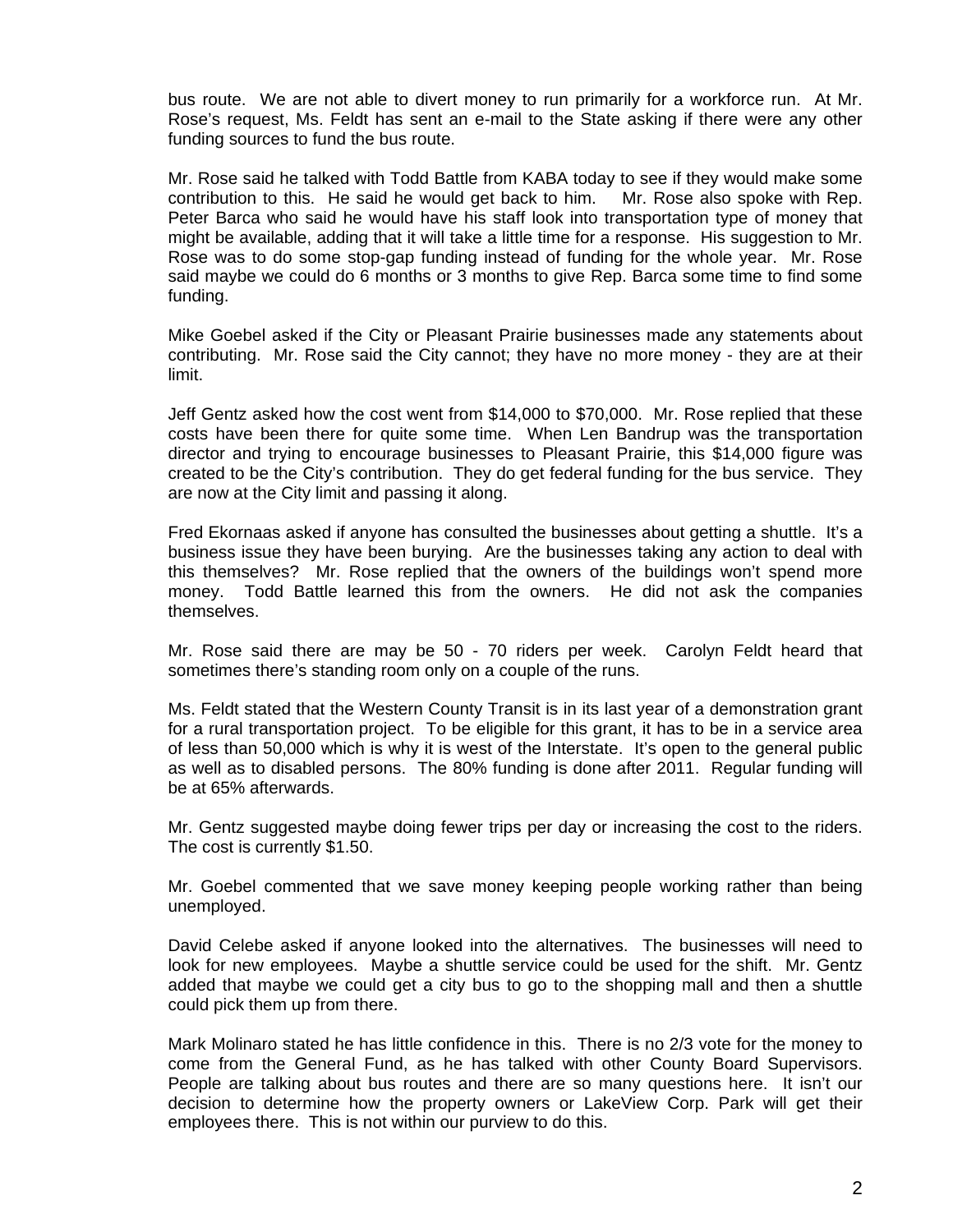bus route. We are not able to divert money to run primarily for a workforce run. At Mr. Rose's request, Ms. Feldt has sent an e-mail to the State asking if there were any other funding sources to fund the bus route.

Mr. Rose said he talked with Todd Battle from KABA today to see if they would make some contribution to this. He said he would get back to him. Mr. Rose also spoke with Rep. Peter Barca who said he would have his staff look into transportation type of money that might be available, adding that it will take a little time for a response. His suggestion to Mr. Rose was to do some stop-gap funding instead of funding for the whole year. Mr. Rose said maybe we could do 6 months or 3 months to give Rep. Barca some time to find some funding.

Mike Goebel asked if the City or Pleasant Prairie businesses made any statements about contributing. Mr. Rose said the City cannot; they have no more money - they are at their limit.

Jeff Gentz asked how the cost went from $14,000 to $70,000. Mr. Rose replied that these costs have been there for quite some time. When Len Bandrup was the transportation director and trying to encourage businesses to Pleasant Prairie, this $14,000 figure was created to be the City's contribution. They do get federal funding for the bus service. They are now at the City limit and passing it along.

Fred Ekornaas asked if anyone has consulted the businesses about getting a shuttle. It's a business issue they have been burying. Are the businesses taking any action to deal with this themselves? Mr. Rose replied that the owners of the buildings won't spend more money. Todd Battle learned this from the owners. He did not ask the companies themselves.

Mr. Rose said there are may be 50 - 70 riders per week. Carolyn Feldt heard that sometimes there's standing room only on a couple of the runs.

Ms. Feldt stated that the Western County Transit is in its last year of a demonstration grant for a rural transportation project. To be eligible for this grant, it has to be in a service area of less than 50,000 which is why it is west of the Interstate. It's open to the general public as well as to disabled persons. The 80% funding is done after 2011. Regular funding will be at 65% afterwards.

Mr. Gentz suggested maybe doing fewer trips per day or increasing the cost to the riders. The cost is currently $1.50.

Mr. Goebel commented that we save money keeping people working rather than being unemployed.

David Celebe asked if anyone looked into the alternatives. The businesses will need to look for new employees. Maybe a shuttle service could be used for the shift. Mr. Gentz added that maybe we could get a city bus to go to the shopping mall and then a shuttle could pick them up from there.

Mark Molinaro stated he has little confidence in this. There is no 2/3 vote for the money to come from the General Fund, as he has talked with other County Board Supervisors. People are talking about bus routes and there are so many questions here. It isn't our decision to determine how the property owners or LakeView Corp. Park will get their employees there. This is not within our purview to do this.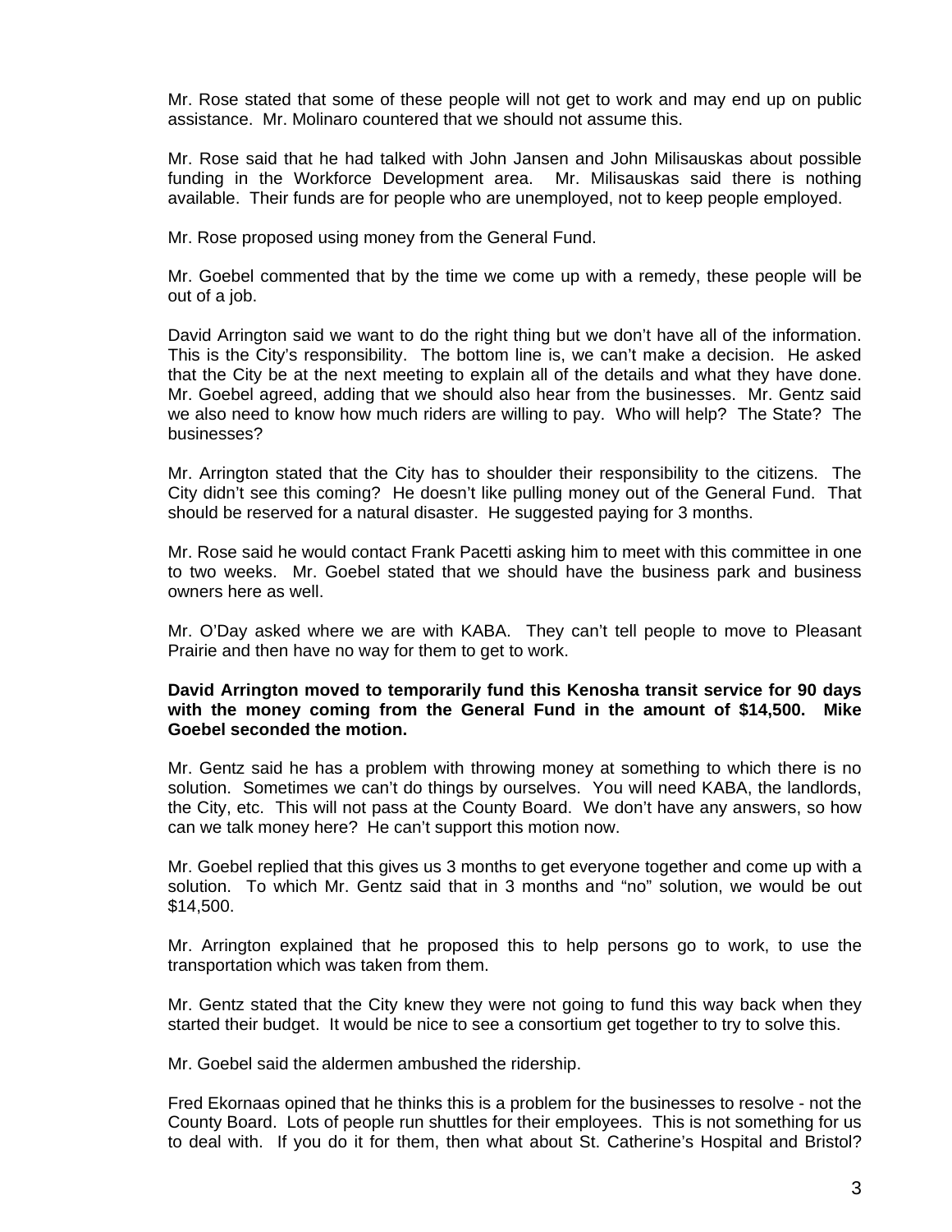Mr. Rose stated that some of these people will not get to work and may end up on public assistance. Mr. Molinaro countered that we should not assume this.

Mr. Rose said that he had talked with John Jansen and John Milisauskas about possible funding in the Workforce Development area. Mr. Milisauskas said there is nothing available. Their funds are for people who are unemployed, not to keep people employed.

Mr. Rose proposed using money from the General Fund.

Mr. Goebel commented that by the time we come up with a remedy, these people will be out of a job.

David Arrington said we want to do the right thing but we don't have all of the information. This is the City's responsibility. The bottom line is, we can't make a decision. He asked that the City be at the next meeting to explain all of the details and what they have done. Mr. Goebel agreed, adding that we should also hear from the businesses. Mr. Gentz said we also need to know how much riders are willing to pay. Who will help? The State? The businesses?

Mr. Arrington stated that the City has to shoulder their responsibility to the citizens. The City didn't see this coming? He doesn't like pulling money out of the General Fund. That should be reserved for a natural disaster. He suggested paying for 3 months.

Mr. Rose said he would contact Frank Pacetti asking him to meet with this committee in one to two weeks. Mr. Goebel stated that we should have the business park and business owners here as well.

Mr. O'Day asked where we are with KABA. They can't tell people to move to Pleasant Prairie and then have no way for them to get to work.

**David Arrington moved to temporarily fund this Kenosha transit service for 90 days with the money coming from the General Fund in the amount of $14,500. Mike Goebel seconded the motion.**

Mr. Gentz said he has a problem with throwing money at something to which there is no solution. Sometimes we can't do things by ourselves. You will need KABA, the landlords, the City, etc. This will not pass at the County Board. We don't have any answers, so how can we talk money here? He can't support this motion now.

Mr. Goebel replied that this gives us 3 months to get everyone together and come up with a solution. To which Mr. Gentz said that in 3 months and "no" solution, we would be out $14,500.

Mr. Arrington explained that he proposed this to help persons go to work, to use the transportation which was taken from them.

Mr. Gentz stated that the City knew they were not going to fund this way back when they started their budget. It would be nice to see a consortium get together to try to solve this.

Mr. Goebel said the aldermen ambushed the ridership.

Fred Ekornaas opined that he thinks this is a problem for the businesses to resolve - not the County Board. Lots of people run shuttles for their employees. This is not something for us to deal with. If you do it for them, then what about St. Catherine's Hospital and Bristol?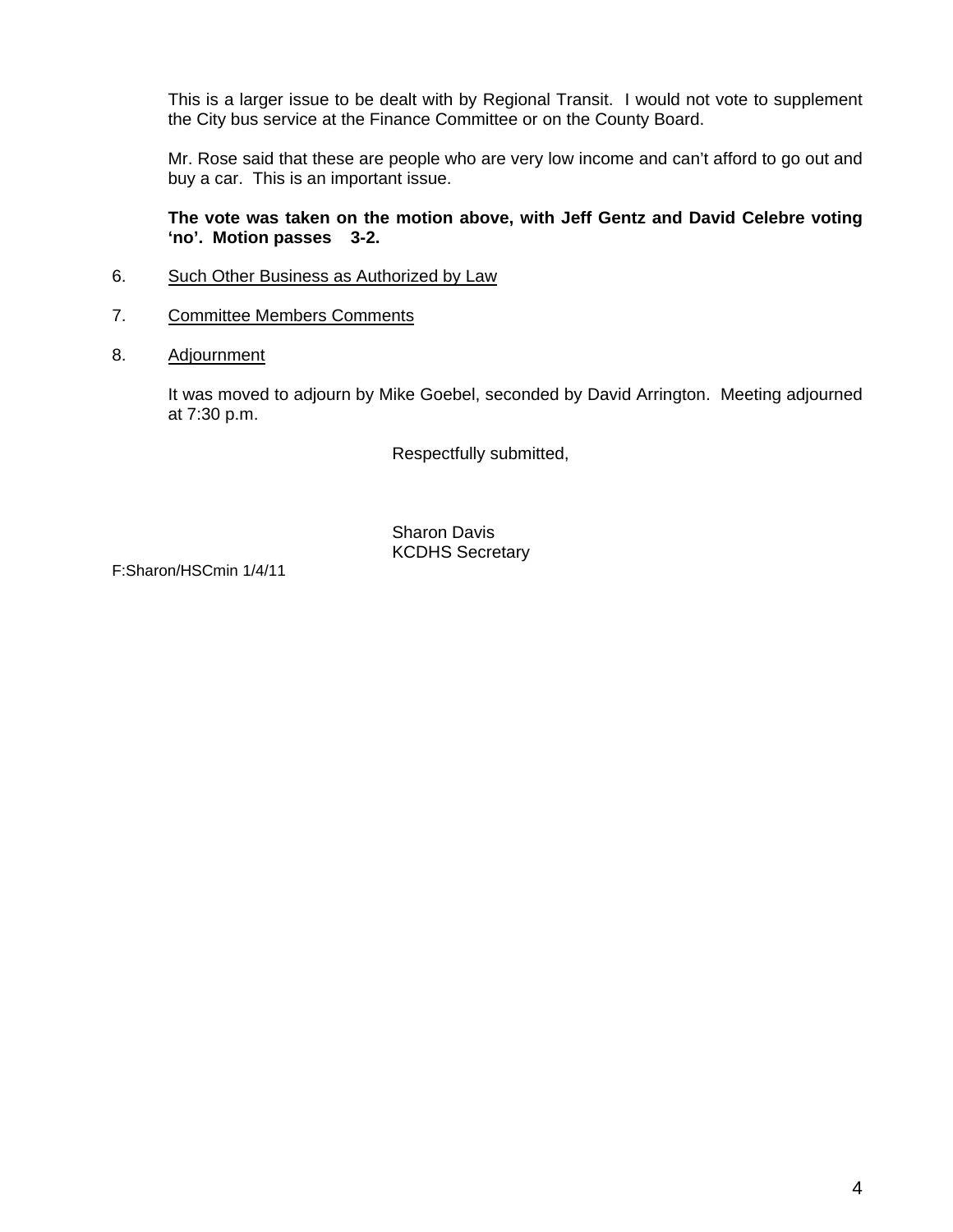This is a larger issue to be dealt with by Regional Transit. I would not vote to supplement the City bus service at the Finance Committee or on the County Board.

Mr. Rose said that these are people who are very low income and can't afford to go out and buy a car. This is an important issue.

**The vote was taken on the motion above, with Jeff Gentz and David Celebre voting 'no'. Motion passes 3-2.**

6. Such Other Business as Authorized by Law

7. Committee Members Comments

8. Adjournment

It was moved to adjourn by Mike Goebel, seconded by David Arrington. Meeting adjourned at 7:30 p.m.

Respectfully submitted,

Sharon Davis
KCDHS Secretary

F:Sharon/HSCmin 1/4/11